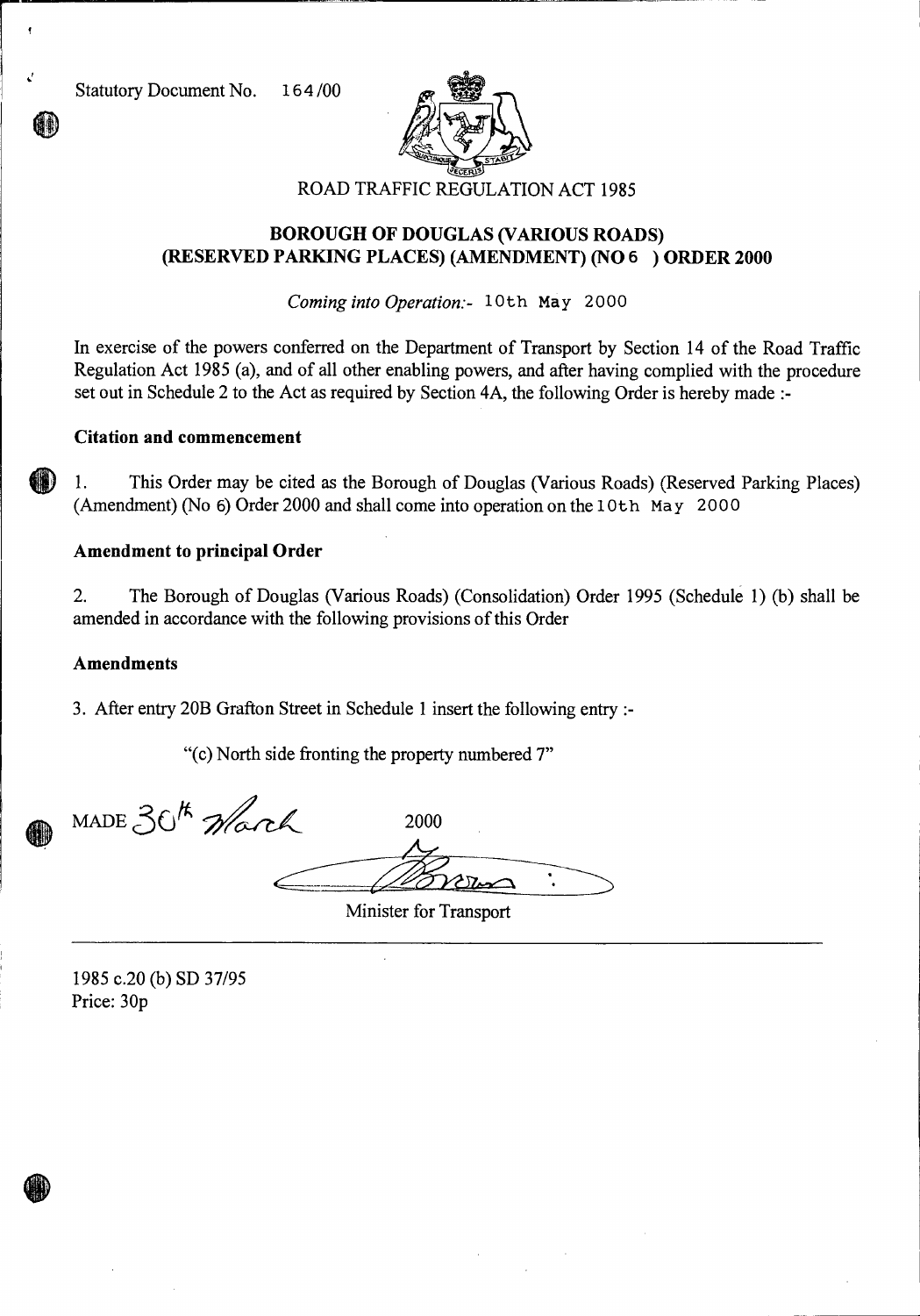Statutory Document No. 164/00

ROAD TRAFFIC REGULATION ACT 1985

## BOROUGH OF DOUGLAS (VARIOUS ROADS) (RESERVED PARKING PLACES) (AMENDMENT) (NO 6 ) ORDER 2000

*Coming into Operation:-* 10th May 2000

In exercise of the powers conferred on the Department of Transport by Section 14 of the Road Traffic Regulation Act 1985 (a), and of all other enabling powers, and after having complied with the procedure set out in Schedule 2 to the Act as required by Section 4A, the following Order is hereby made :-

**Citation and commencement**

1. This Order may be cited as the Borough of Douglas (Various Roads) (Reserved Parking Places) (Amendment) (No 6) Order 2000 and shall come into operation on the 10th May 2000

**Amendment to principal Order**

2. The Borough of Douglas (Various Roads) (Consolidation) Order 1995 (Schedule 1) (b) shall be amended in accordance with the following provisions of this Order

**Amendments**

3. After entry 20B Grafton Street in Schedule 1 insert the following entry :-

"(c) North side fronting the property numbered 7"

MADE 30th March 2000

Minister for Transport

---

1985 c.20 (b) SD 37/95
Price: 30p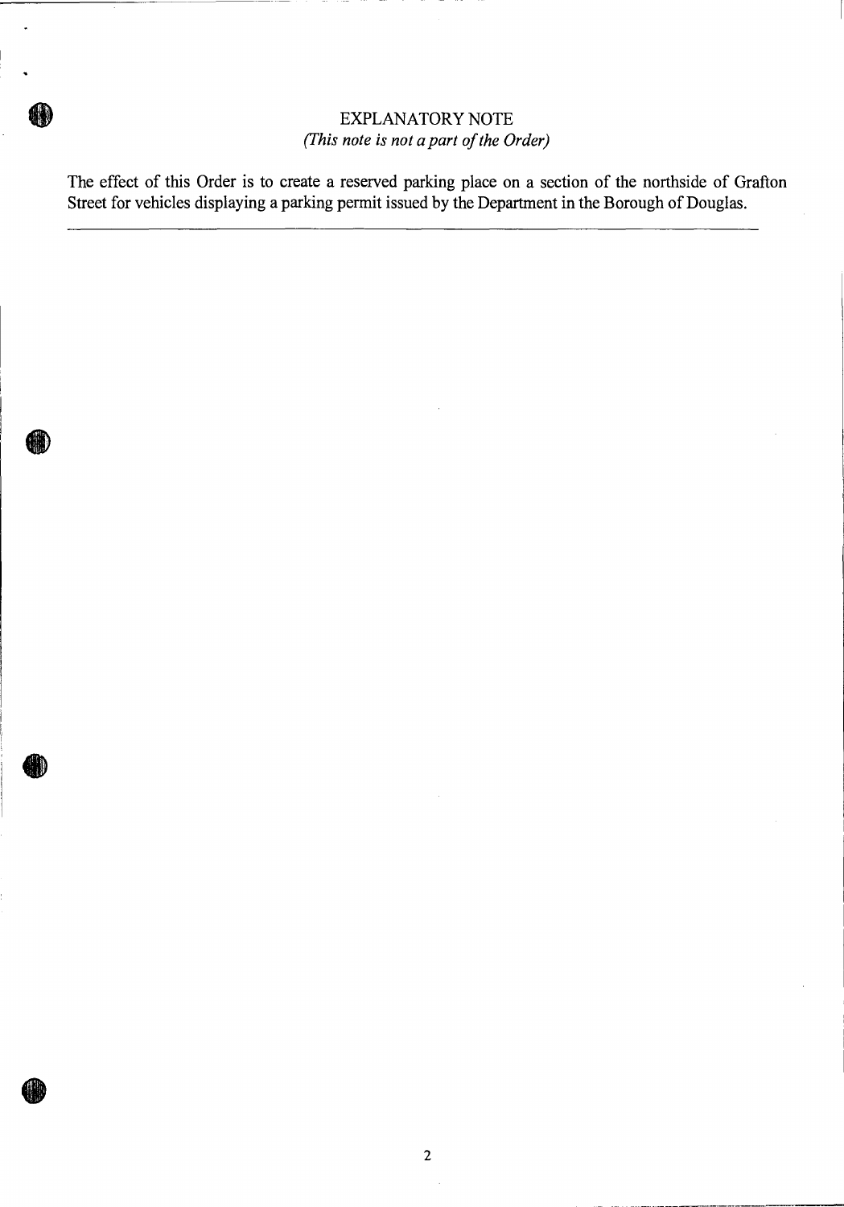## EXPLANATORY NOTE

*(This note is not a part of the Order)*

The effect of this Order is to create a reserved parking place on a section of the northside of Grafton Street for vehicles displaying a parking permit issued by the Department in the Borough of Douglas.

---